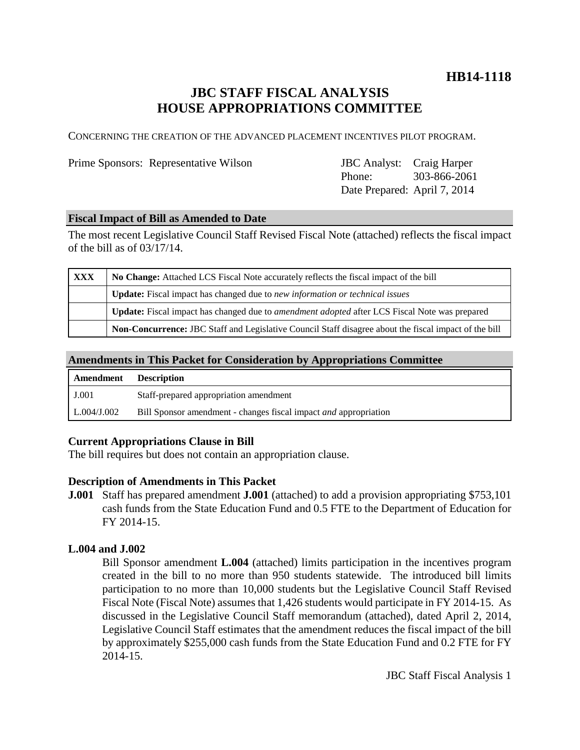**HB14-1118**

# JBC STAFF FISCAL ANALYSIS
# HOUSE APPROPRIATIONS COMMITTEE

CONCERNING THE CREATION OF THE ADVANCED PLACEMENT INCENTIVES PILOT PROGRAM.

Prime Sponsors: Representative Wilson

JBC Analyst: Craig Harper
Phone: 303-866-2061
Date Prepared: April 7, 2014

## Fiscal Impact of Bill as Amended to Date

The most recent Legislative Council Staff Revised Fiscal Note (attached) reflects the fiscal impact of the bill as of 03/17/14.

| | |
|---|---|
| XXX | **No Change:** Attached LCS Fiscal Note accurately reflects the fiscal impact of the bill |
| | **Update:** Fiscal impact has changed due to *new information or technical issues* |
| | **Update:** Fiscal impact has changed due to *amendment adopted* after LCS Fiscal Note was prepared |
| | **Non-Concurrence:** JBC Staff and Legislative Council Staff disagree about the fiscal impact of the bill |

## Amendments in This Packet for Consideration by Appropriations Committee

| Amendment | Description |
|---|---|
| J.001 | Staff-prepared appropriation amendment |
| L.004/J.002 | Bill Sponsor amendment - changes fiscal impact *and* appropriation |

### Current Appropriations Clause in Bill

The bill requires but does not contain an appropriation clause.

### Description of Amendments in This Packet

**J.001** Staff has prepared amendment **J.001** (attached) to add a provision appropriating $753,101 cash funds from the State Education Fund and 0.5 FTE to the Department of Education for FY 2014-15.

**L.004 and J.002**

Bill Sponsor amendment **L.004** (attached) limits participation in the incentives program created in the bill to no more than 950 students statewide. The introduced bill limits participation to no more than 10,000 students but the Legislative Council Staff Revised Fiscal Note (Fiscal Note) assumes that 1,426 students would participate in FY 2014-15. As discussed in the Legislative Council Staff memorandum (attached), dated April 2, 2014, Legislative Council Staff estimates that the amendment reduces the fiscal impact of the bill by approximately $255,000 cash funds from the State Education Fund and 0.2 FTE for FY 2014-15.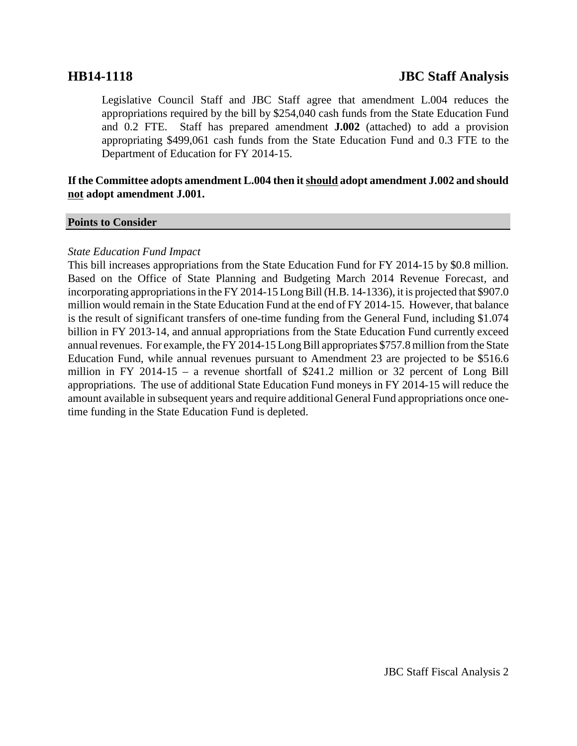Legislative Council Staff and JBC Staff agree that amendment L.004 reduces the appropriations required by the bill by $254,040 cash funds from the State Education Fund and 0.2 FTE. Staff has prepared amendment **J.002** (attached) to add a provision appropriating $499,061 cash funds from the State Education Fund and 0.3 FTE to the Department of Education for FY 2014-15.

**If the Committee adopts amendment L.004 then it <u>should</u> adopt amendment J.002 and should <u>not</u> adopt amendment J.001.**

## Points to Consider

*State Education Fund Impact*

This bill increases appropriations from the State Education Fund for FY 2014-15 by $0.8 million. Based on the Office of State Planning and Budgeting March 2014 Revenue Forecast, and incorporating appropriations in the FY 2014-15 Long Bill (H.B. 14-1336), it is projected that $907.0 million would remain in the State Education Fund at the end of FY 2014-15. However, that balance is the result of significant transfers of one-time funding from the General Fund, including $1.074 billion in FY 2013-14, and annual appropriations from the State Education Fund currently exceed annual revenues. For example, the FY 2014-15 Long Bill appropriates $757.8 million from the State Education Fund, while annual revenues pursuant to Amendment 23 are projected to be $516.6 million in FY 2014-15 – a revenue shortfall of $241.2 million or 32 percent of Long Bill appropriations. The use of additional State Education Fund moneys in FY 2014-15 will reduce the amount available in subsequent years and require additional General Fund appropriations once one-time funding in the State Education Fund is depleted.